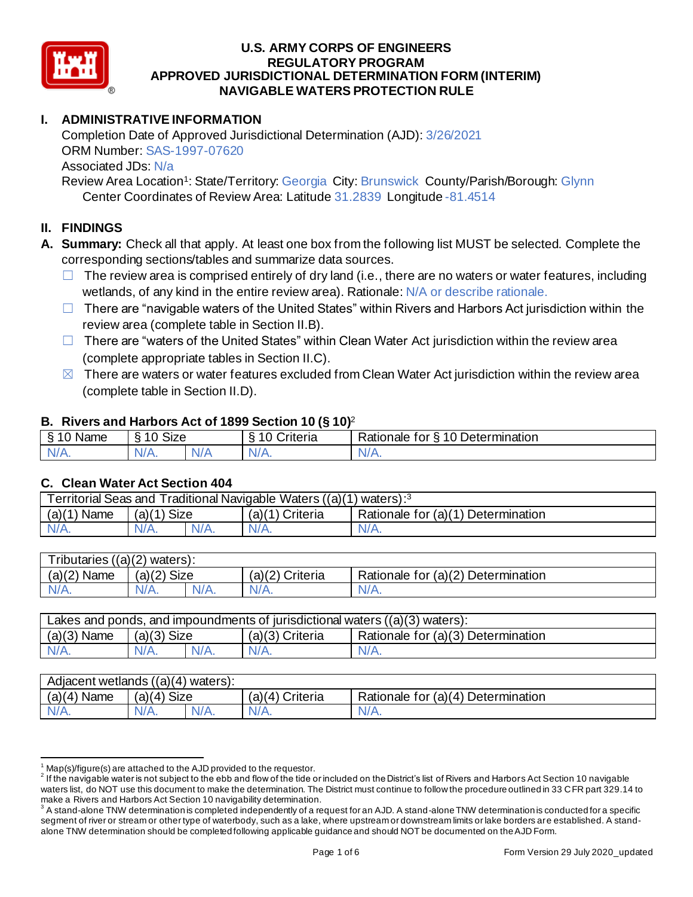# U.S. ARMY CORPS OF ENGINEERS
# REGULATORY PROGRAM
# APPROVED JURISDICTIONAL DETERMINATION FORM (INTERIM)
# NAVIGABLE WATERS PROTECTION RULE

## I. ADMINISTRATIVE INFORMATION

Completion Date of Approved Jurisdictional Determination (AJD): 3/26/2021
ORM Number: SAS-1997-07620
Associated JDs: N/a
Review Area Location[1]: State/Territory: Georgia City: Brunswick County/Parish/Borough: Glynn
Center Coordinates of Review Area: Latitude 31.2839 Longitude -81.4514

## II. FINDINGS

**A. Summary:** Check all that apply. At least one box from the following list MUST be selected. Complete the corresponding sections/tables and summarize data sources.

- ☐ The review area is comprised entirely of dry land (i.e., there are no waters or water features, including wetlands, of any kind in the entire review area). Rationale: N/A or describe rationale.
- ☐ There are "navigable waters of the United States" within Rivers and Harbors Act jurisdiction within the review area (complete table in Section II.B).
- ☐ There are "waters of the United States" within Clean Water Act jurisdiction within the review area (complete appropriate tables in Section II.C).
- ☒ There are waters or water features excluded from Clean Water Act jurisdiction within the review area (complete table in Section II.D).

### B. Rivers and Harbors Act of 1899 Section 10 (§ 10)[2]

| § 10 Name | § 10 Size | | § 10 Criteria | Rationale for § 10 Determination |
|---|---|---|---|---|
| N/A. | N/A. | N/A | N/A. | N/A. |

### C. Clean Water Act Section 404

| Territorial Seas and Traditional Navigable Waters ((a)(1) waters):[3] | | | | |
|---|---|---|---|---|
| (a)(1) Name | (a)(1) Size | | (a)(1) Criteria | Rationale for (a)(1) Determination |
| N/A. | N/A. | N/A. | N/A. | N/A. |

| Tributaries ((a)(2) waters): | | | | |
|---|---|---|---|---|
| (a)(2) Name | (a)(2) Size | | (a)(2) Criteria | Rationale for (a)(2) Determination |
| N/A. | N/A. | N/A. | N/A. | N/A. |

| Lakes and ponds, and impoundments of jurisdictional waters ((a)(3) waters): | | | | |
|---|---|---|---|---|
| (a)(3) Name | (a)(3) Size | | (a)(3) Criteria | Rationale for (a)(3) Determination |
| N/A. | N/A. | N/A. | N/A. | N/A. |

| Adjacent wetlands ((a)(4) waters): | | | | |
|---|---|---|---|---|
| (a)(4) Name | (a)(4) Size | | (a)(4) Criteria | Rationale for (a)(4) Determination |
| N/A. | N/A. | N/A. | N/A. | N/A. |

---

[1] Map(s)/figure(s) are attached to the AJD provided to the requestor.

[2] If the navigable water is not subject to the ebb and flow of the tide or included on the District's list of Rivers and Harbors Act Section 10 navigable waters list, do NOT use this document to make the determination. The District must continue to follow the procedure outlined in 33 CFR part 329.14 to make a Rivers and Harbors Act Section 10 navigability determination.

[3] A stand-alone TNW determination is completed independently of a request for an AJD. A stand-alone TNW determination is conducted for a specific segment of river or stream or other type of waterbody, such as a lake, where upstream or downstream limits or lake borders are established. A stand-alone TNW determination should be completed following applicable guidance and should NOT be documented on the AJD Form.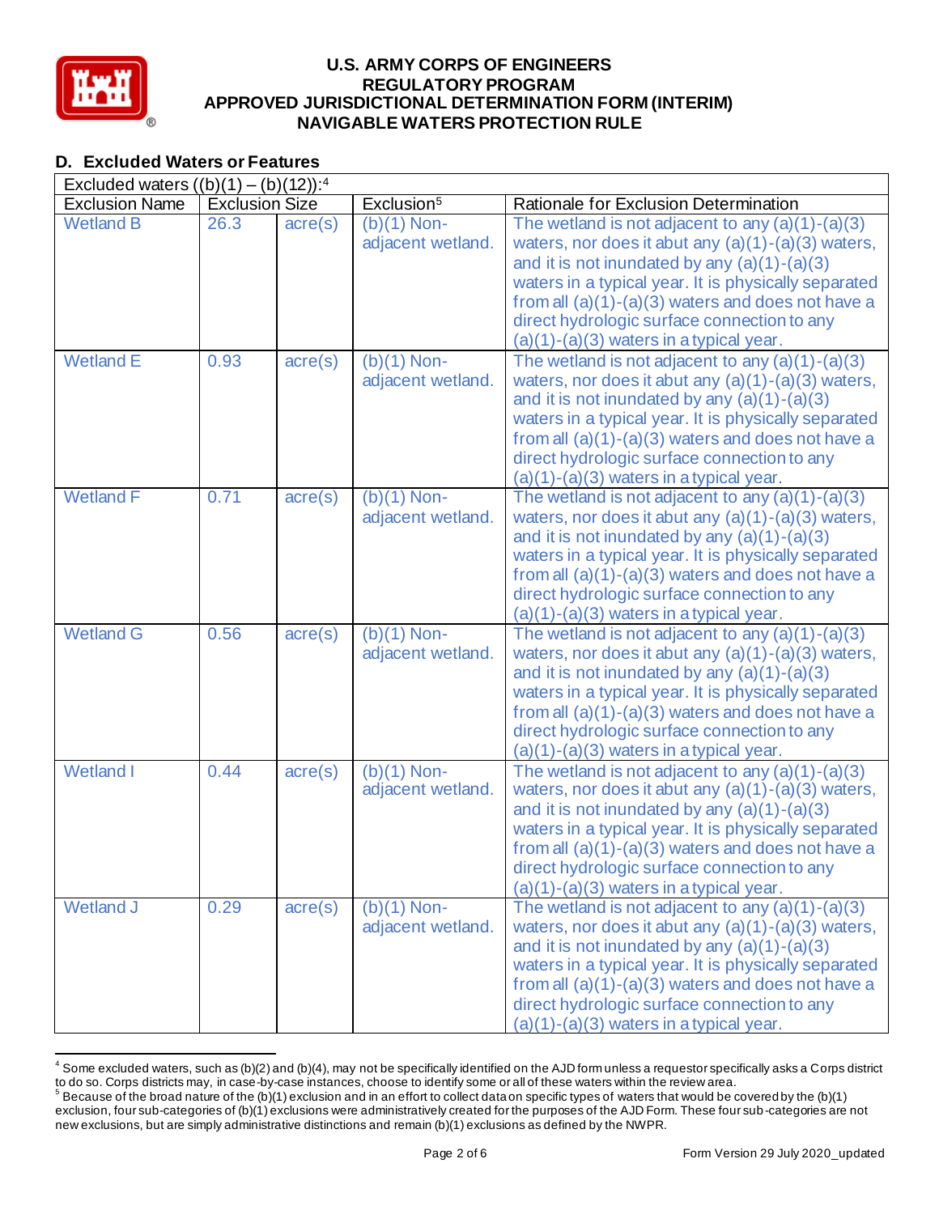# U.S. ARMY CORPS OF ENGINEERS
# REGULATORY PROGRAM
# APPROVED JURISDICTIONAL DETERMINATION FORM (INTERIM)
# NAVIGABLE WATERS PROTECTION RULE

## D. Excluded Waters or Features

| Excluded waters ((b)(1) – (b)(12)):[4] | | | | |
|---|---|---|---|---|
| Exclusion Name | Exclusion Size | | Exclusion[5] | Rationale for Exclusion Determination |
| Wetland B | 26.3 | acre(s) | (b)(1) Non-adjacent wetland. | The wetland is not adjacent to any (a)(1)-(a)(3) waters, nor does it abut any (a)(1)-(a)(3) waters, and it is not inundated by any (a)(1)-(a)(3) waters in a typical year. It is physically separated from all (a)(1)-(a)(3) waters and does not have a direct hydrologic surface connection to any (a)(1)-(a)(3) waters in a typical year. |
| Wetland E | 0.93 | acre(s) | (b)(1) Non-adjacent wetland. | The wetland is not adjacent to any (a)(1)-(a)(3) waters, nor does it abut any (a)(1)-(a)(3) waters, and it is not inundated by any (a)(1)-(a)(3) waters in a typical year. It is physically separated from all (a)(1)-(a)(3) waters and does not have a direct hydrologic surface connection to any (a)(1)-(a)(3) waters in a typical year. |
| Wetland F | 0.71 | acre(s) | (b)(1) Non-adjacent wetland. | The wetland is not adjacent to any (a)(1)-(a)(3) waters, nor does it abut any (a)(1)-(a)(3) waters, and it is not inundated by any (a)(1)-(a)(3) waters in a typical year. It is physically separated from all (a)(1)-(a)(3) waters and does not have a direct hydrologic surface connection to any (a)(1)-(a)(3) waters in a typical year. |
| Wetland G | 0.56 | acre(s) | (b)(1) Non-adjacent wetland. | The wetland is not adjacent to any (a)(1)-(a)(3) waters, nor does it abut any (a)(1)-(a)(3) waters, and it is not inundated by any (a)(1)-(a)(3) waters in a typical year. It is physically separated from all (a)(1)-(a)(3) waters and does not have a direct hydrologic surface connection to any (a)(1)-(a)(3) waters in a typical year. |
| Wetland I | 0.44 | acre(s) | (b)(1) Non-adjacent wetland. | The wetland is not adjacent to any (a)(1)-(a)(3) waters, nor does it abut any (a)(1)-(a)(3) waters, and it is not inundated by any (a)(1)-(a)(3) waters in a typical year. It is physically separated from all (a)(1)-(a)(3) waters and does not have a direct hydrologic surface connection to any (a)(1)-(a)(3) waters in a typical year. |
| Wetland J | 0.29 | acre(s) | (b)(1) Non-adjacent wetland. | The wetland is not adjacent to any (a)(1)-(a)(3) waters, nor does it abut any (a)(1)-(a)(3) waters, and it is not inundated by any (a)(1)-(a)(3) waters in a typical year. It is physically separated from all (a)(1)-(a)(3) waters and does not have a direct hydrologic surface connection to any (a)(1)-(a)(3) waters in a typical year. |

[4] Some excluded waters, such as (b)(2) and (b)(4), may not be specifically identified on the AJD form unless a requestor specifically asks a Corps district to do so. Corps districts may, in case-by-case instances, choose to identify some or all of these waters within the review area.

[5] Because of the broad nature of the (b)(1) exclusion and in an effort to collect data on specific types of waters that would be covered by the (b)(1) exclusion, four sub-categories of (b)(1) exclusions were administratively created for the purposes of the AJD Form. These four sub-categories are not new exclusions, but are simply administrative distinctions and remain (b)(1) exclusions as defined by the NWPR.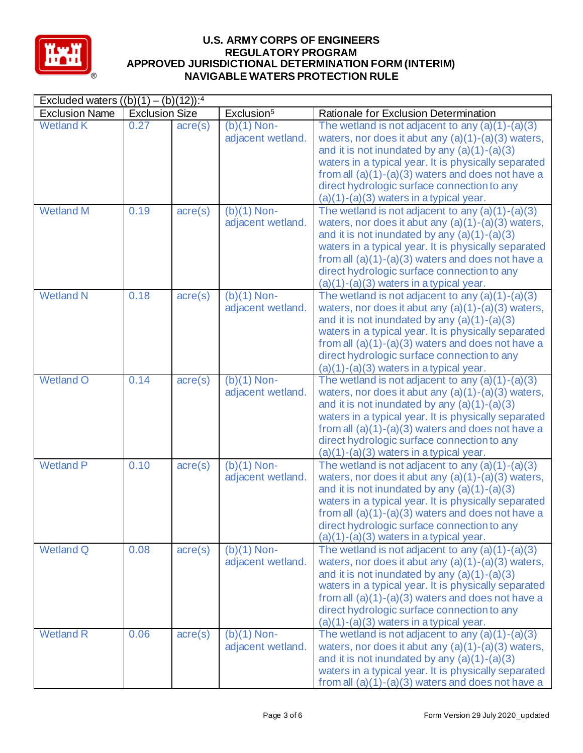**U.S. ARMY CORPS OF ENGINEERS**
**REGULATORY PROGRAM**
**APPROVED JURISDICTIONAL DETERMINATION FORM (INTERIM)**
**NAVIGABLE WATERS PROTECTION RULE**

| Excluded waters ((b)(1) – (b)(12)):[4] | | | | |
|---|---|---|---|---|
| Exclusion Name | Exclusion Size | | Exclusion[5] | Rationale for Exclusion Determination |
| Wetland K | 0.27 | acre(s) | (b)(1) Non-adjacent wetland. | The wetland is not adjacent to any (a)(1)-(a)(3) waters, nor does it abut any (a)(1)-(a)(3) waters, and it is not inundated by any (a)(1)-(a)(3) waters in a typical year. It is physically separated from all (a)(1)-(a)(3) waters and does not have a direct hydrologic surface connection to any (a)(1)-(a)(3) waters in a typical year. |
| Wetland M | 0.19 | acre(s) | (b)(1) Non-adjacent wetland. | The wetland is not adjacent to any (a)(1)-(a)(3) waters, nor does it abut any (a)(1)-(a)(3) waters, and it is not inundated by any (a)(1)-(a)(3) waters in a typical year. It is physically separated from all (a)(1)-(a)(3) waters and does not have a direct hydrologic surface connection to any (a)(1)-(a)(3) waters in a typical year. |
| Wetland N | 0.18 | acre(s) | (b)(1) Non-adjacent wetland. | The wetland is not adjacent to any (a)(1)-(a)(3) waters, nor does it abut any (a)(1)-(a)(3) waters, and it is not inundated by any (a)(1)-(a)(3) waters in a typical year. It is physically separated from all (a)(1)-(a)(3) waters and does not have a direct hydrologic surface connection to any (a)(1)-(a)(3) waters in a typical year. |
| Wetland O | 0.14 | acre(s) | (b)(1) Non-adjacent wetland. | The wetland is not adjacent to any (a)(1)-(a)(3) waters, nor does it abut any (a)(1)-(a)(3) waters, and it is not inundated by any (a)(1)-(a)(3) waters in a typical year. It is physically separated from all (a)(1)-(a)(3) waters and does not have a direct hydrologic surface connection to any (a)(1)-(a)(3) waters in a typical year. |
| Wetland P | 0.10 | acre(s) | (b)(1) Non-adjacent wetland. | The wetland is not adjacent to any (a)(1)-(a)(3) waters, nor does it abut any (a)(1)-(a)(3) waters, and it is not inundated by any (a)(1)-(a)(3) waters in a typical year. It is physically separated from all (a)(1)-(a)(3) waters and does not have a direct hydrologic surface connection to any (a)(1)-(a)(3) waters in a typical year. |
| Wetland Q | 0.08 | acre(s) | (b)(1) Non-adjacent wetland. | The wetland is not adjacent to any (a)(1)-(a)(3) waters, nor does it abut any (a)(1)-(a)(3) waters, and it is not inundated by any (a)(1)-(a)(3) waters in a typical year. It is physically separated from all (a)(1)-(a)(3) waters and does not have a direct hydrologic surface connection to any (a)(1)-(a)(3) waters in a typical year. |
| Wetland R | 0.06 | acre(s) | (b)(1) Non-adjacent wetland. | The wetland is not adjacent to any (a)(1)-(a)(3) waters, nor does it abut any (a)(1)-(a)(3) waters, and it is not inundated by any (a)(1)-(a)(3) waters in a typical year. It is physically separated from all (a)(1)-(a)(3) waters and does not have a |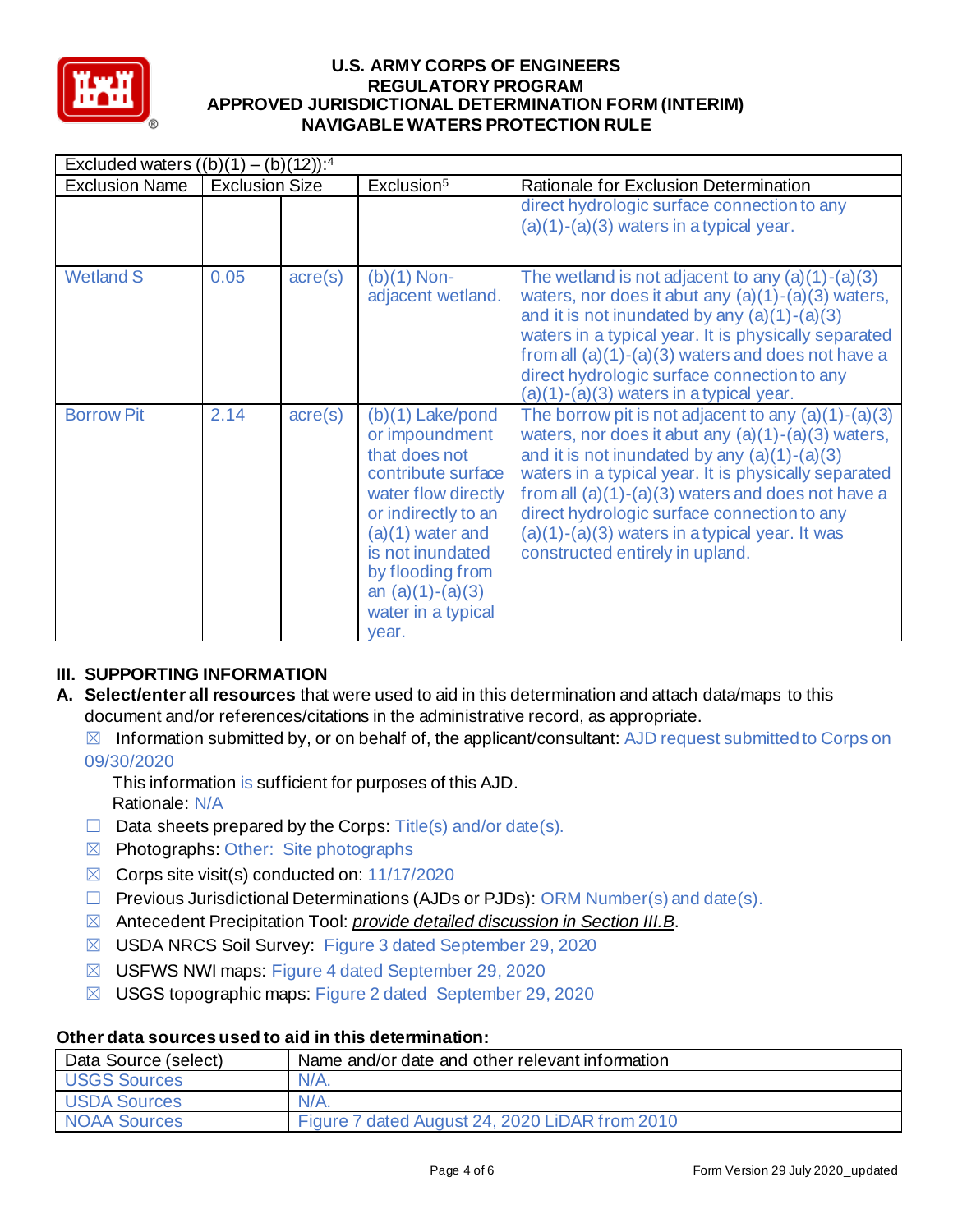| Excluded waters ((b)(1) – (b)(12)):[4] | | | | |
|---|---|---|---|---|
| Exclusion Name | Exclusion Size | | Exclusion[5] | Rationale for Exclusion Determination |
| | | | | direct hydrologic surface connection to any (a)(1)-(a)(3) waters in a typical year. |
| Wetland S | 0.05 | acre(s) | (b)(1) Non-adjacent wetland. | The wetland is not adjacent to any (a)(1)-(a)(3) waters, nor does it abut any (a)(1)-(a)(3) waters, and it is not inundated by any (a)(1)-(a)(3) waters in a typical year. It is physically separated from all (a)(1)-(a)(3) waters and does not have a direct hydrologic surface connection to any (a)(1)-(a)(3) waters in a typical year. |
| Borrow Pit | 2.14 | acre(s) | (b)(1) Lake/pond or impoundment that does not contribute surface water flow directly or indirectly to an (a)(1) water and is not inundated by flooding from an (a)(1)-(a)(3) water in a typical year. | The borrow pit is not adjacent to any (a)(1)-(a)(3) waters, nor does it abut any (a)(1)-(a)(3) waters, and it is not inundated by any (a)(1)-(a)(3) waters in a typical year. It is physically separated from all (a)(1)-(a)(3) waters and does not have a direct hydrologic surface connection to any (a)(1)-(a)(3) waters in a typical year. It was constructed entirely in upland. |

## III. SUPPORTING INFORMATION

**A. Select/enter all resources** that were used to aid in this determination and attach data/maps to this document and/or references/citations in the administrative record, as appropriate.

☒ Information submitted by, or on behalf of, the applicant/consultant: AJD request submitted to Corps on 09/30/2020

This information is sufficient for purposes of this AJD.
Rationale: N/A

☐ Data sheets prepared by the Corps: Title(s) and/or date(s).

☒ Photographs: Other: Site photographs

☒ Corps site visit(s) conducted on: 11/17/2020

☐ Previous Jurisdictional Determinations (AJDs or PJDs): ORM Number(s) and date(s).

☒ Antecedent Precipitation Tool: *provide detailed discussion in Section III.B*.

☒ USDA NRCS Soil Survey: Figure 3 dated September 29, 2020

☒ USFWS NWI maps: Figure 4 dated September 29, 2020

☒ USGS topographic maps: Figure 2 dated September 29, 2020

**Other data sources used to aid in this determination:**

| Data Source (select) | Name and/or date and other relevant information |
|---|---|
| USGS Sources | N/A. |
| USDA Sources | N/A. |
| NOAA Sources | Figure 7 dated August 24, 2020 LiDAR from 2010 |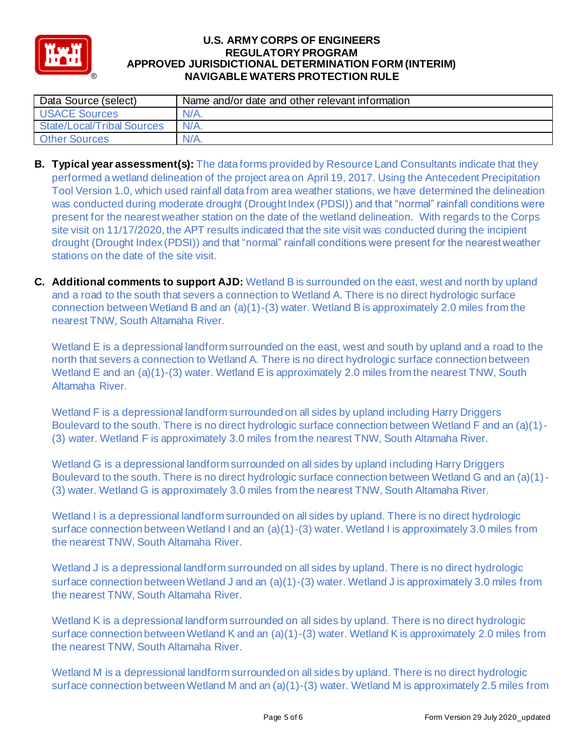| Data Source (select) | Name and/or date and other relevant information |
|---|---|
| USACE Sources | N/A. |
| State/Local/Tribal Sources | N/A. |
| Other Sources | N/A. |

**B. Typical year assessment(s):** The data forms provided by Resource Land Consultants indicate that they performed a wetland delineation of the project area on April 19, 2017. Using the Antecedent Precipitation Tool Version 1.0, which used rainfall data from area weather stations, we have determined the delineation was conducted during moderate drought (Drought Index (PDSI)) and that "normal" rainfall conditions were present for the nearest weather station on the date of the wetland delineation. With regards to the Corps site visit on 11/17/2020, the APT results indicated that the site visit was conducted during the incipient drought (Drought Index (PDSI)) and that "normal" rainfall conditions were present for the nearest weather stations on the date of the site visit.

**C. Additional comments to support AJD:** Wetland B is surrounded on the east, west and north by upland and a road to the south that severs a connection to Wetland A. There is no direct hydrologic surface connection between Wetland B and an (a)(1)-(3) water. Wetland B is approximately 2.0 miles from the nearest TNW, South Altamaha River.

Wetland E is a depressional landform surrounded on the east, west and south by upland and a road to the north that severs a connection to Wetland A. There is no direct hydrologic surface connection between Wetland E and an (a)(1)-(3) water. Wetland E is approximately 2.0 miles from the nearest TNW, South Altamaha River.

Wetland F is a depressional landform surrounded on all sides by upland including Harry Driggers Boulevard to the south. There is no direct hydrologic surface connection between Wetland F and an (a)(1)-(3) water. Wetland F is approximately 3.0 miles from the nearest TNW, South Altamaha River.

Wetland G is a depressional landform surrounded on all sides by upland including Harry Driggers Boulevard to the south. There is no direct hydrologic surface connection between Wetland G and an (a)(1)-(3) water. Wetland G is approximately 3.0 miles from the nearest TNW, South Altamaha River.

Wetland I is a depressional landform surrounded on all sides by upland. There is no direct hydrologic surface connection between Wetland I and an (a)(1)-(3) water. Wetland I is approximately 3.0 miles from the nearest TNW, South Altamaha River.

Wetland J is a depressional landform surrounded on all sides by upland. There is no direct hydrologic surface connection between Wetland J and an (a)(1)-(3) water. Wetland J is approximately 3.0 miles from the nearest TNW, South Altamaha River.

Wetland K is a depressional landform surrounded on all sides by upland. There is no direct hydrologic surface connection between Wetland K and an (a)(1)-(3) water. Wetland K is approximately 2.0 miles from the nearest TNW, South Altamaha River.

Wetland M is a depressional landform surrounded on all sides by upland. There is no direct hydrologic surface connection between Wetland M and an (a)(1)-(3) water. Wetland M is approximately 2.5 miles from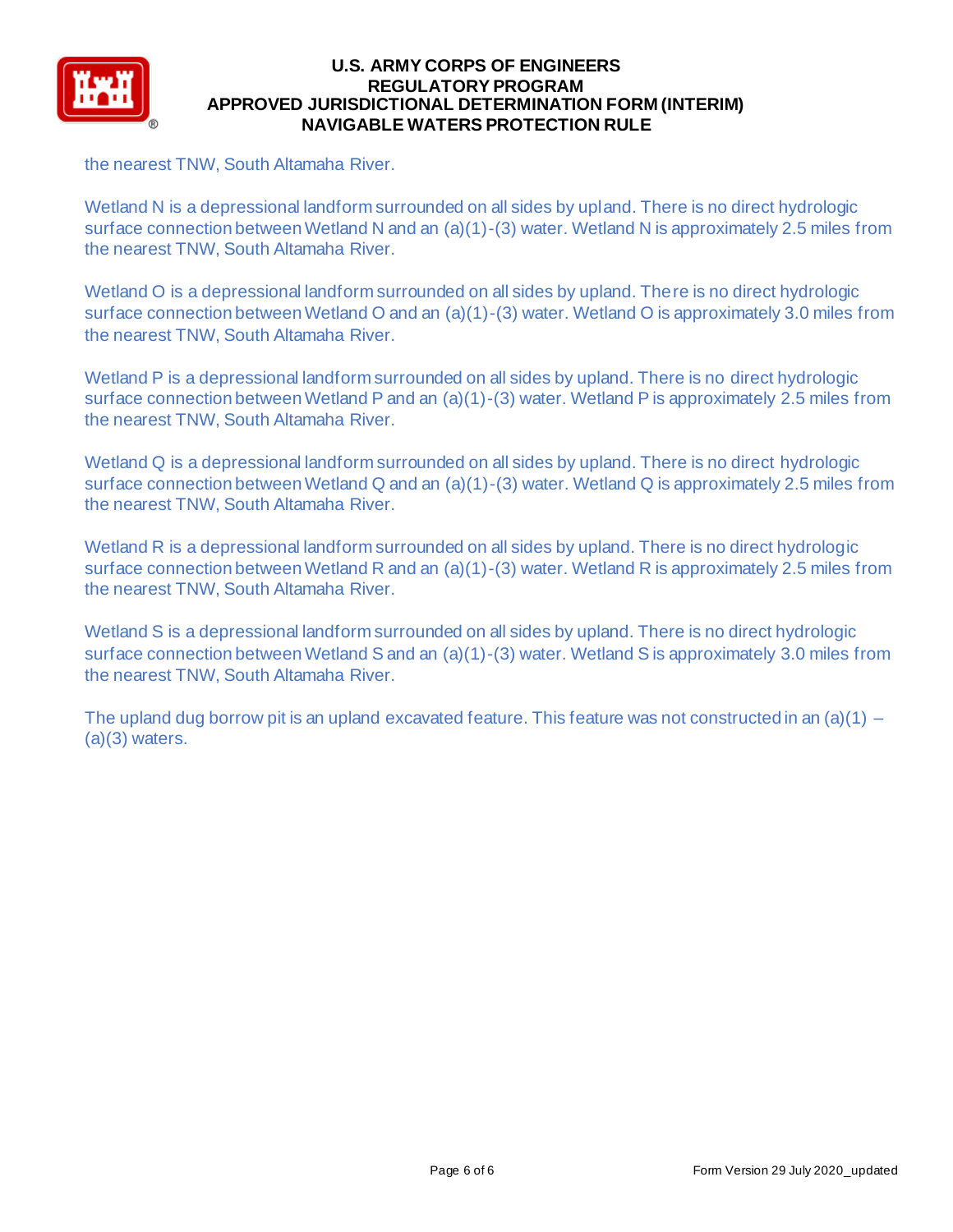the nearest TNW, South Altamaha River.

Wetland N is a depressional landform surrounded on all sides by upland. There is no direct hydrologic surface connection between Wetland N and an (a)(1)-(3) water. Wetland N is approximately 2.5 miles from the nearest TNW, South Altamaha River.

Wetland O is a depressional landform surrounded on all sides by upland. There is no direct hydrologic surface connection between Wetland O and an (a)(1)-(3) water. Wetland O is approximately 3.0 miles from the nearest TNW, South Altamaha River.

Wetland P is a depressional landform surrounded on all sides by upland. There is no direct hydrologic surface connection between Wetland P and an (a)(1)-(3) water. Wetland P is approximately 2.5 miles from the nearest TNW, South Altamaha River.

Wetland Q is a depressional landform surrounded on all sides by upland. There is no direct hydrologic surface connection between Wetland Q and an (a)(1)-(3) water. Wetland Q is approximately 2.5 miles from the nearest TNW, South Altamaha River.

Wetland R is a depressional landform surrounded on all sides by upland. There is no direct hydrologic surface connection between Wetland R and an (a)(1)-(3) water. Wetland R is approximately 2.5 miles from the nearest TNW, South Altamaha River.

Wetland S is a depressional landform surrounded on all sides by upland. There is no direct hydrologic surface connection between Wetland S and an (a)(1)-(3) water. Wetland S is approximately 3.0 miles from the nearest TNW, South Altamaha River.

The upland dug borrow pit is an upland excavated feature. This feature was not constructed in an (a)(1) – (a)(3) waters.